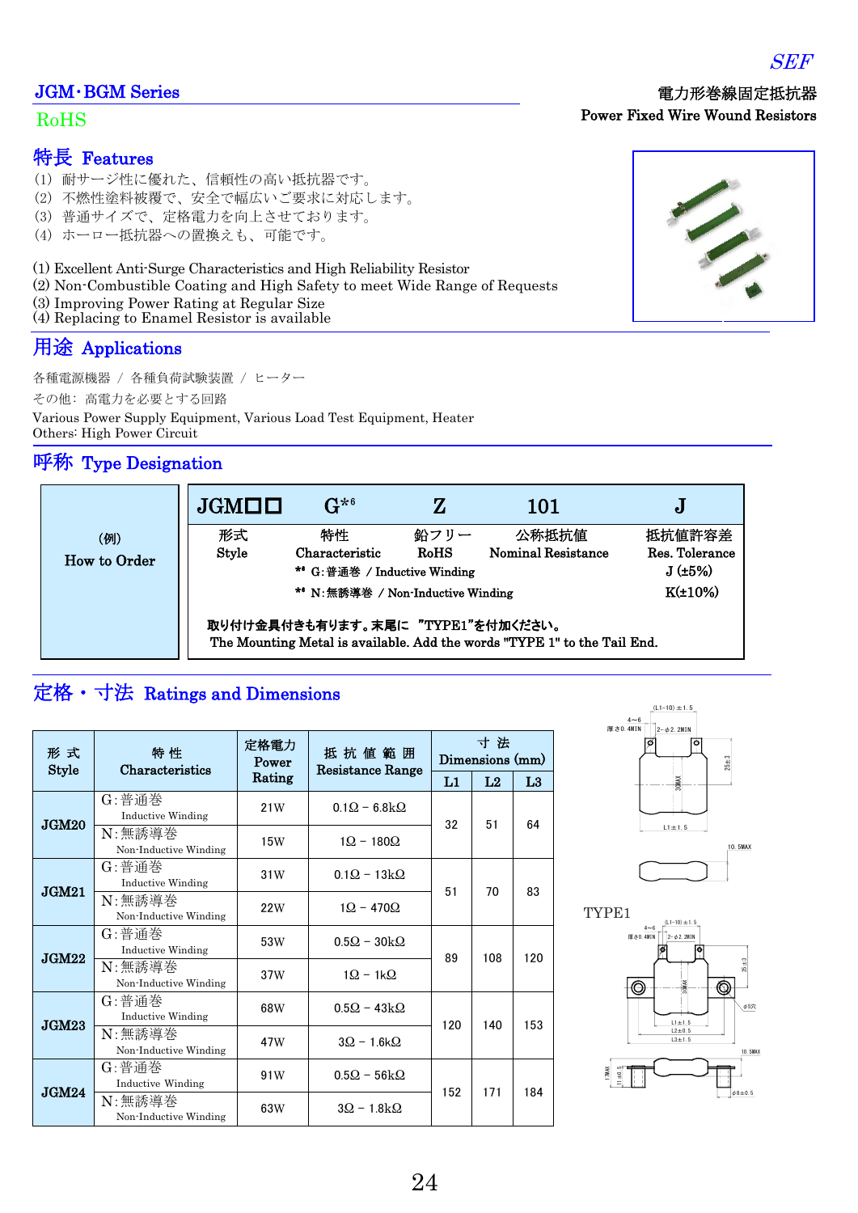SEF

## JGM･BGM Series

電力形巻線固定抵抗器
**Power Fixed Wire Wound Resistors**

RoHS

## 特長 Features

(1) 耐サージ性に優れた、信頼性の高い抵抗器です。
(2) 不燃性塗料被覆で、安全で幅広いご要求に対応します。
(3) 普通サイズで、定格電力を向上させております。
(4) ホーロー抵抗器への置換えも、可能です。

(1) Excellent Anti-Surge Characteristics and High Reliability Resistor
(2) Non-Combustible Coating and High Safety to meet Wide Range of Requests
(3) Improving Power Rating at Regular Size
(4) Replacing to Enamel Resistor is available

## 用途 Applications

各種電源機器 / 各種負荷試験装置 / ヒーター
その他: 高電力を必要とする回路
Various Power Supply Equipment, Various Load Test Equipment, Heater
Others: High Power Circuit

## 呼称 Type Designation

| (例) How to Order | JGM□□ | G*6 | Z | 101 | J |
|---|---|---|---|---|---|
| | 形式 Style | 特性 Characteristic | 鉛フリー RoHS | 公称抵抗値 Nominal Resistance | 抵抗値許容差 Res. Tolerance |
| | | *6 G:普通巻 / Inductive Winding | | | J (±5%) |
| | | *6 N:無誘導巻 / Non-Inductive Winding | | | K(±10%) |

取り付け金具付きも有ります。末尾に "TYPE1"を付加ください。
The Mounting Metal is available. Add the words "TYPE 1" to the Tail End.

## 定格・寸法 Ratings and Dimensions

| 形 式 Style | 特 性 Characteristics | 定格電力 Power Rating | 抵 抗 値 範 囲 Resistance Range | 寸 法 Dimensions (mm) | | |
|---|---|---|---|---|---|---|
| | | | | L1 | L2 | L3 |
| JGM20 | G:普通巻 Inductive Winding | 21W | 0.1Ω − 6.8kΩ | 32 | 51 | 64 |
| | N:無誘導巻 Non-Inductive Winding | 15W | 1Ω − 180Ω | | | |
| JGM21 | G:普通巻 Inductive Winding | 31W | 0.1Ω − 13kΩ | 51 | 70 | 83 |
| | N:無誘導巻 Non-Inductive Winding | 22W | 1Ω − 470Ω | | | |
| JGM22 | G:普通巻 Inductive Winding | 53W | 0.5Ω − 30kΩ | 89 | 108 | 120 |
| | N:無誘導巻 Non-Inductive Winding | 37W | 1Ω − 1kΩ | | | |
| JGM23 | G:普通巻 Inductive Winding | 68W | 0.5Ω − 43kΩ | 120 | 140 | 153 |
| | N:無誘導巻 Non-Inductive Winding | 47W | 3Ω − 1.6kΩ | | | |
| JGM24 | G:普通巻 Inductive Winding | 91W | 0.5Ω − 56kΩ | 152 | 171 | 184 |
| | N:無誘導巻 Non-Inductive Winding | 63W | 3Ω − 1.8kΩ | | | |

TYPE1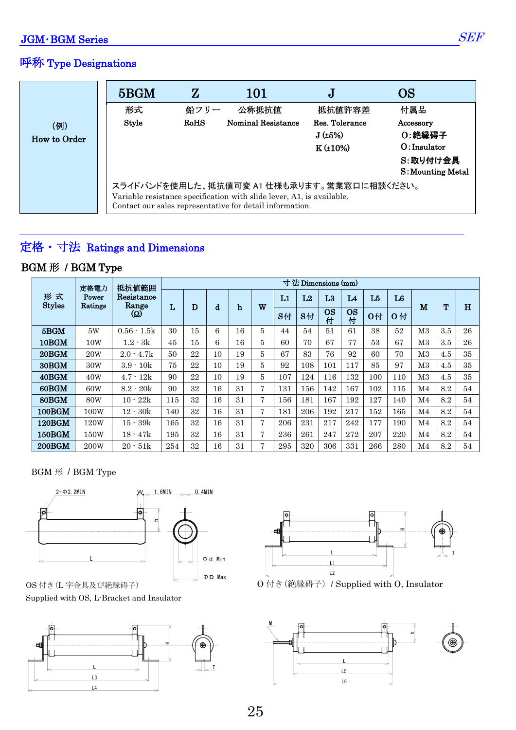## 呼称 Type Designations

| | | | | | |
|---|---|---|---|---|---|
| (例)<br>How to Order | 5BGM | Z | 101 | J | OS |
| | 形式<br>Style | 鉛フリー<br>RoHS | 公称抵抗値<br>Nominal Resistance | 抵抗値許容差<br>Res. Tolerance<br>J (±5%)<br>K (±10%) | 付属品<br>Accessory<br>O:絶縁碍子<br>O:Insulator<br>S:取り付け金具<br>S:Mounting Metal |

スライドバンドを使用した、抵抗値可変 A1 仕様も承ります。営業窓口に相談ください。
Variable resistance specification with slide lever, A1, is available.
Contact our sales representative for detail information.

## 定格・寸法 Ratings and Dimensions

### BGM 形 / BGM Type

| 形 式<br>Styles | 定格電力<br>Power Ratings | 抵抗値範囲<br>Resistance Range (Ω) | 寸法 Dimensions (mm) | | | | | | | | | | | | | |
|---|---|---|---|---|---|---|---|---|---|---|---|---|---|---|---|---|
| | | | L | D | d | h | W | L1<br>S付 | L2<br>S付 | L3<br>OS付 | L4<br>OS付 | L5<br>O付 | L6<br>O付 | M | T | H |
| 5BGM | 5W | 0.56 - 1.5k | 30 | 15 | 6 | 16 | 5 | 44 | 54 | 51 | 61 | 38 | 52 | M3 | 3.5 | 26 |
| 10BGM | 10W | 1.2 - 3k | 45 | 15 | 6 | 16 | 5 | 60 | 70 | 67 | 77 | 53 | 67 | M3 | 3.5 | 26 |
| 20BGM | 20W | 2.0 - 4.7k | 50 | 22 | 10 | 19 | 5 | 67 | 83 | 76 | 92 | 60 | 70 | M3 | 4.5 | 35 |
| 30BGM | 30W | 3.9 - 10k | 75 | 22 | 10 | 19 | 5 | 92 | 108 | 101 | 117 | 85 | 97 | M3 | 4.5 | 35 |
| 40BGM | 40W | 4.7 - 12k | 90 | 22 | 10 | 19 | 5 | 107 | 124 | 116 | 132 | 100 | 110 | M3 | 4.5 | 35 |
| 60BGM | 60W | 8.2 - 20k | 90 | 32 | 16 | 31 | 7 | 131 | 156 | 142 | 167 | 102 | 115 | M4 | 8.2 | 54 |
| 80BGM | 80W | 10 - 22k | 115 | 32 | 16 | 31 | 7 | 156 | 181 | 167 | 192 | 127 | 140 | M4 | 8.2 | 54 |
| 100BGM | 100W | 12 - 30k | 140 | 32 | 16 | 31 | 7 | 181 | 206 | 192 | 217 | 152 | 165 | M4 | 8.2 | 54 |
| 120BGM | 120W | 15 - 39k | 165 | 32 | 16 | 31 | 7 | 206 | 231 | 217 | 242 | 177 | 190 | M4 | 8.2 | 54 |
| 150BGM | 150W | 18 - 47k | 195 | 32 | 16 | 31 | 7 | 236 | 261 | 247 | 272 | 207 | 220 | M4 | 8.2 | 54 |
| 200BGM | 200W | 20 - 51k | 254 | 32 | 16 | 31 | 7 | 295 | 320 | 306 | 331 | 266 | 280 | M4 | 8.2 | 54 |

BGM 形 / BGM Type

2-Φ2.2MIN
W
1.6MIN
0.4MIN
h
L
Φd Min
ΦD Max

H
L
L1
L2
T

S 付き(取り付け金具) / Supplied with S, Mounting Metal

OS 付き(L 字金具及び絶縁碍子)
Supplied with OS, L-Bracket and Insulator

H
L
L3
L4
T

M
h
L
L5
L6

O 付き(絶縁碍子) / Supplied with O, Insulator